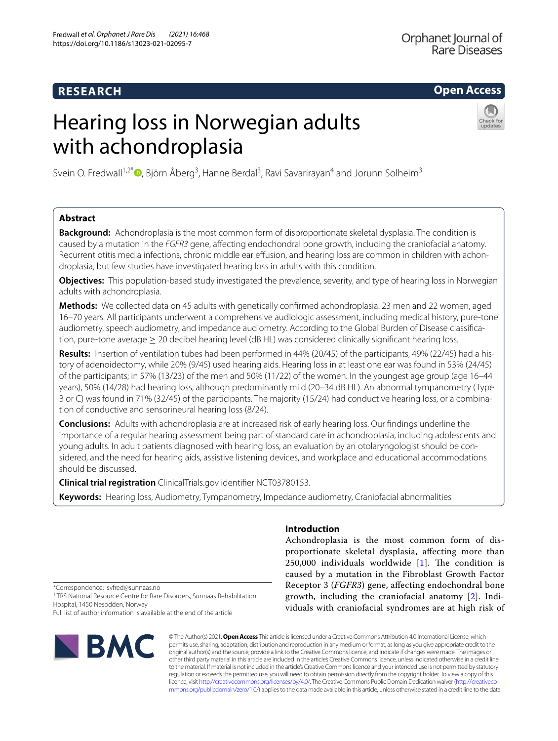RESEARCH

Open Access

# Hearing loss in Norwegian adults with achondroplasia

Svein O. Fredwall[1,2*], Björn Åberg[3], Hanne Berdal[3], Ravi Savarirayan[4] and Jorunn Solheim[3]

## Abstract

**Background:** Achondroplasia is the most common form of disproportionate skeletal dysplasia. The condition is caused by a mutation in the *FGFR3* gene, affecting endochondral bone growth, including the craniofacial anatomy. Recurrent otitis media infections, chronic middle ear effusion, and hearing loss are common in children with achondroplasia, but few studies have investigated hearing loss in adults with this condition.

**Objectives:** This population-based study investigated the prevalence, severity, and type of hearing loss in Norwegian adults with achondroplasia.

**Methods:** We collected data on 45 adults with genetically confirmed achondroplasia: 23 men and 22 women, aged 16–70 years. All participants underwent a comprehensive audiologic assessment, including medical history, pure-tone audiometry, speech audiometry, and impedance audiometry. According to the Global Burden of Disease classification, pure-tone average ≥ 20 decibel hearing level (dB HL) was considered clinically significant hearing loss.

**Results:** Insertion of ventilation tubes had been performed in 44% (20/45) of the participants, 49% (22/45) had a history of adenoidectomy, while 20% (9/45) used hearing aids. Hearing loss in at least one ear was found in 53% (24/45) of the participants; in 57% (13/23) of the men and 50% (11/22) of the women. In the youngest age group (age 16–44 years), 50% (14/28) had hearing loss, although predominantly mild (20–34 dB HL). An abnormal tympanometry (Type B or C) was found in 71% (32/45) of the participants. The majority (15/24) had conductive hearing loss, or a combination of conductive and sensorineural hearing loss (8/24).

**Conclusions:** Adults with achondroplasia are at increased risk of early hearing loss. Our findings underline the importance of a regular hearing assessment being part of standard care in achondroplasia, including adolescents and young adults. In adult patients diagnosed with hearing loss, an evaluation by an otolaryngologist should be considered, and the need for hearing aids, assistive listening devices, and workplace and educational accommodations should be discussed.

**Clinical trial registration** ClinicalTrials.gov identifier NCT03780153.

**Keywords:** Hearing loss, Audiometry, Tympanometry, Impedance audiometry, Craniofacial abnormalities

## Introduction

Achondroplasia is the most common form of disproportionate skeletal dysplasia, affecting more than 250,000 individuals worldwide [1]. The condition is caused by a mutation in the Fibroblast Growth Factor Receptor 3 (*FGFR3*) gene, affecting endochondral bone growth, including the craniofacial anatomy [2]. Individuals with craniofacial syndromes are at high risk of

*Correspondence: svfred@sunnaas.no
[1] TRS National Resource Centre for Rare Disorders, Sunnaas Rehabilitation Hospital, 1450 Nesodden, Norway
Full list of author information is available at the end of the article

© The Author(s) 2021. **Open Access** This article is licensed under a Creative Commons Attribution 4.0 International License, which permits use, sharing, adaptation, distribution and reproduction in any medium or format, as long as you give appropriate credit to the original author(s) and the source, provide a link to the Creative Commons licence, and indicate if changes were made. The images or other third party material in this article are included in the article's Creative Commons licence, unless indicated otherwise in a credit line to the material. If material is not included in the article's Creative Commons licence and your intended use is not permitted by statutory regulation or exceeds the permitted use, you will need to obtain permission directly from the copyright holder. To view a copy of this licence, visit http://creativecommons.org/licenses/by/4.0/. The Creative Commons Public Domain Dedication waiver (http://creativecommons.org/publicdomain/zero/1.0/) applies to the data made available in this article, unless otherwise stated in a credit line to the data.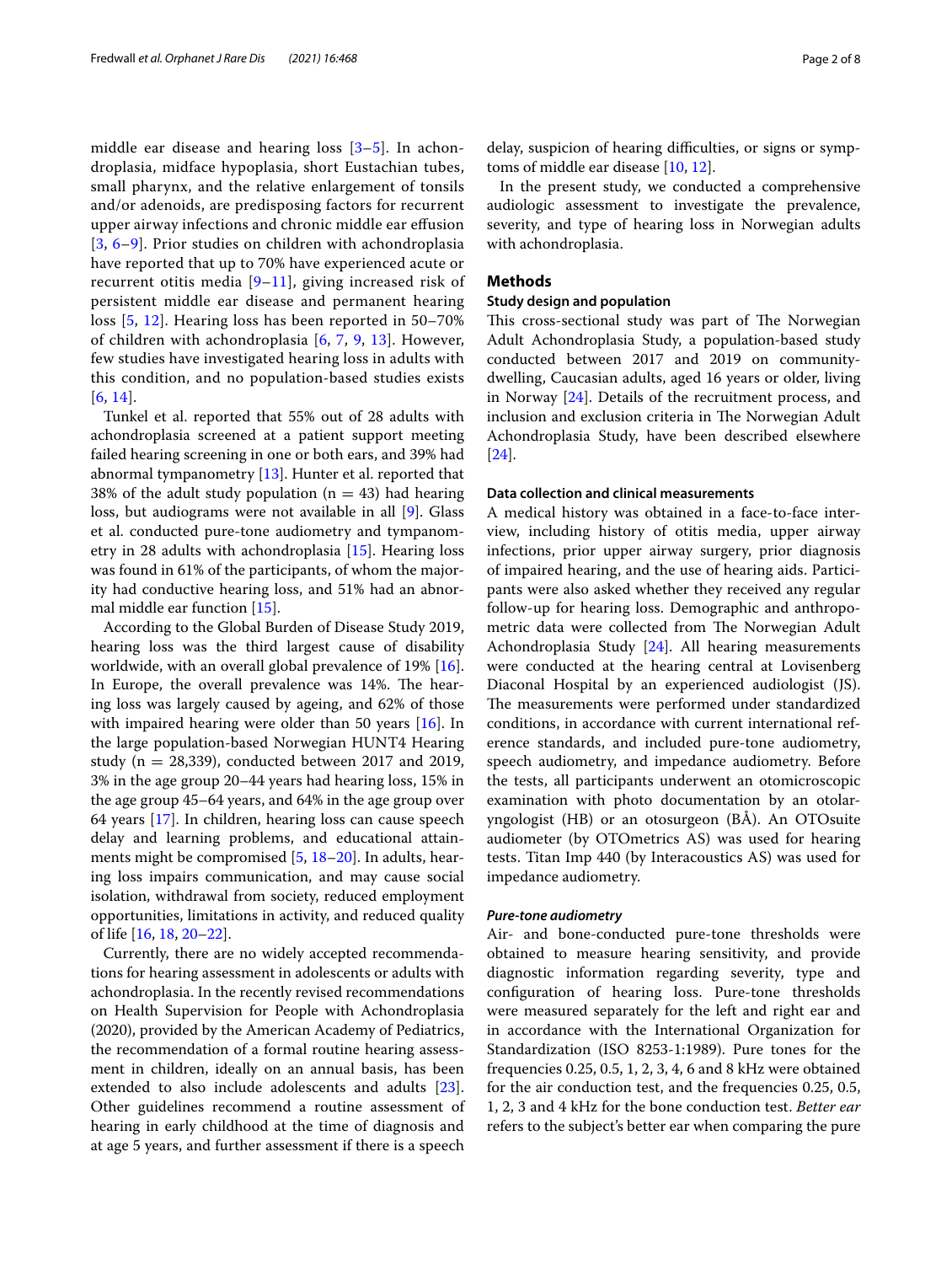middle ear disease and hearing loss [3–5]. In achondroplasia, midface hypoplasia, short Eustachian tubes, small pharynx, and the relative enlargement of tonsils and/or adenoids, are predisposing factors for recurrent upper airway infections and chronic middle ear effusion [3, 6–9]. Prior studies on children with achondroplasia have reported that up to 70% have experienced acute or recurrent otitis media [9–11], giving increased risk of persistent middle ear disease and permanent hearing loss [5, 12]. Hearing loss has been reported in 50–70% of children with achondroplasia [6, 7, 9, 13]. However, few studies have investigated hearing loss in adults with this condition, and no population-based studies exists [6, 14].

Tunkel et al. reported that 55% out of 28 adults with achondroplasia screened at a patient support meeting failed hearing screening in one or both ears, and 39% had abnormal tympanometry [13]. Hunter et al. reported that 38% of the adult study population (n = 43) had hearing loss, but audiograms were not available in all [9]. Glass et al. conducted pure-tone audiometry and tympanometry in 28 adults with achondroplasia [15]. Hearing loss was found in 61% of the participants, of whom the majority had conductive hearing loss, and 51% had an abnormal middle ear function [15].

According to the Global Burden of Disease Study 2019, hearing loss was the third largest cause of disability worldwide, with an overall global prevalence of 19% [16]. In Europe, the overall prevalence was 14%. The hearing loss was largely caused by ageing, and 62% of those with impaired hearing were older than 50 years [16]. In the large population-based Norwegian HUNT4 Hearing study (n = 28,339), conducted between 2017 and 2019, 3% in the age group 20–44 years had hearing loss, 15% in the age group 45–64 years, and 64% in the age group over 64 years [17]. In children, hearing loss can cause speech delay and learning problems, and educational attainments might be compromised [5, 18–20]. In adults, hearing loss impairs communication, and may cause social isolation, withdrawal from society, reduced employment opportunities, limitations in activity, and reduced quality of life [16, 18, 20–22].

Currently, there are no widely accepted recommendations for hearing assessment in adolescents or adults with achondroplasia. In the recently revised recommendations on Health Supervision for People with Achondroplasia (2020), provided by the American Academy of Pediatrics, the recommendation of a formal routine hearing assessment in children, ideally on an annual basis, has been extended to also include adolescents and adults [23]. Other guidelines recommend a routine assessment of hearing in early childhood at the time of diagnosis and at age 5 years, and further assessment if there is a speech delay, suspicion of hearing difficulties, or signs or symptoms of middle ear disease [10, 12].

In the present study, we conducted a comprehensive audiologic assessment to investigate the prevalence, severity, and type of hearing loss in Norwegian adults with achondroplasia.

## Methods

### Study design and population

This cross-sectional study was part of The Norwegian Adult Achondroplasia Study, a population-based study conducted between 2017 and 2019 on community-dwelling, Caucasian adults, aged 16 years or older, living in Norway [24]. Details of the recruitment process, and inclusion and exclusion criteria in The Norwegian Adult Achondroplasia Study, have been described elsewhere [24].

### Data collection and clinical measurements

A medical history was obtained in a face-to-face interview, including history of otitis media, upper airway infections, prior upper airway surgery, prior diagnosis of impaired hearing, and the use of hearing aids. Participants were also asked whether they received any regular follow-up for hearing loss. Demographic and anthropometric data were collected from The Norwegian Adult Achondroplasia Study [24]. All hearing measurements were conducted at the hearing central at Lovisenberg Diaconal Hospital by an experienced audiologist (JS). The measurements were performed under standardized conditions, in accordance with current international reference standards, and included pure-tone audiometry, speech audiometry, and impedance audiometry. Before the tests, all participants underwent an otomicroscopic examination with photo documentation by an otolaryngologist (HB) or an otosurgeon (BÅ). An OTOsuite audiometer (by OTOmetrics AS) was used for hearing tests. Titan Imp 440 (by Interacoustics AS) was used for impedance audiometry.

#### *Pure-tone audiometry*

Air- and bone-conducted pure-tone thresholds were obtained to measure hearing sensitivity, and provide diagnostic information regarding severity, type and configuration of hearing loss. Pure-tone thresholds were measured separately for the left and right ear and in accordance with the International Organization for Standardization (ISO 8253-1:1989). Pure tones for the frequencies 0.25, 0.5, 1, 2, 3, 4, 6 and 8 kHz were obtained for the air conduction test, and the frequencies 0.25, 0.5, 1, 2, 3 and 4 kHz for the bone conduction test. *Better ear* refers to the subject's better ear when comparing the pure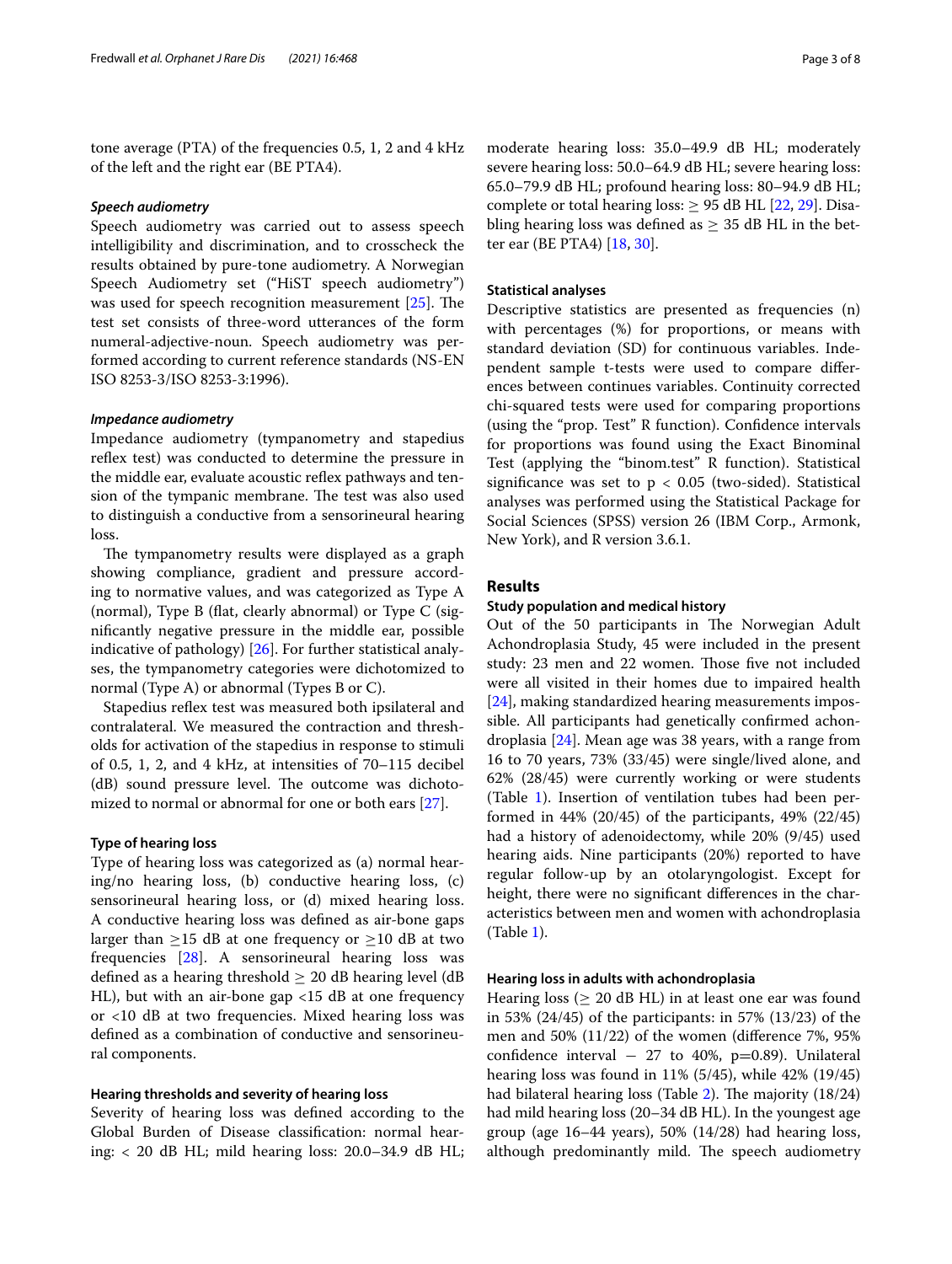tone average (PTA) of the frequencies 0.5, 1, 2 and 4 kHz of the left and the right ear (BE PTA4).

#### *Speech audiometry*

Speech audiometry was carried out to assess speech intelligibility and discrimination, and to crosscheck the results obtained by pure-tone audiometry. A Norwegian Speech Audiometry set ("HiST speech audiometry") was used for speech recognition measurement [25]. The test set consists of three-word utterances of the form numeral-adjective-noun. Speech audiometry was performed according to current reference standards (NS-EN ISO 8253-3/ISO 8253-3:1996).

#### *Impedance audiometry*

Impedance audiometry (tympanometry and stapedius reflex test) was conducted to determine the pressure in the middle ear, evaluate acoustic reflex pathways and tension of the tympanic membrane. The test was also used to distinguish a conductive from a sensorineural hearing loss.

The tympanometry results were displayed as a graph showing compliance, gradient and pressure according to normative values, and was categorized as Type A (normal), Type B (flat, clearly abnormal) or Type C (significantly negative pressure in the middle ear, possible indicative of pathology) [26]. For further statistical analyses, the tympanometry categories were dichotomized to normal (Type A) or abnormal (Types B or C).

Stapedius reflex test was measured both ipsilateral and contralateral. We measured the contraction and thresholds for activation of the stapedius in response to stimuli of 0.5, 1, 2, and 4 kHz, at intensities of 70–115 decibel (dB) sound pressure level. The outcome was dichotomized to normal or abnormal for one or both ears [27].

### Type of hearing loss

Type of hearing loss was categorized as (a) normal hearing/no hearing loss, (b) conductive hearing loss, (c) sensorineural hearing loss, or (d) mixed hearing loss. A conductive hearing loss was defined as air-bone gaps larger than $\geq$15 dB at one frequency or $\geq$10 dB at two frequencies [28]. A sensorineural hearing loss was defined as a hearing threshold $\geq$ 20 dB hearing level (dB HL), but with an air-bone gap <15 dB at one frequency or <10 dB at two frequencies. Mixed hearing loss was defined as a combination of conductive and sensorineural components.

### Hearing thresholds and severity of hearing loss

Severity of hearing loss was defined according to the Global Burden of Disease classification: normal hearing: < 20 dB HL; mild hearing loss: 20.0–34.9 dB HL; moderate hearing loss: 35.0–49.9 dB HL; moderately severe hearing loss: 50.0–64.9 dB HL; severe hearing loss: 65.0–79.9 dB HL; profound hearing loss: 80–94.9 dB HL; complete or total hearing loss: $\geq$ 95 dB HL [22, 29]. Disabling hearing loss was defined as $\geq$ 35 dB HL in the better ear (BE PTA4) [18, 30].

### Statistical analyses

Descriptive statistics are presented as frequencies (n) with percentages (%) for proportions, or means with standard deviation (SD) for continuous variables. Independent sample t-tests were used to compare differences between continues variables. Continuity corrected chi-squared tests were used for comparing proportions (using the "prop. Test" R function). Confidence intervals for proportions was found using the Exact Binominal Test (applying the "binom.test" R function). Statistical significance was set to $p < 0.05$ (two-sided). Statistical analyses was performed using the Statistical Package for Social Sciences (SPSS) version 26 (IBM Corp., Armonk, New York), and R version 3.6.1.

## Results

### Study population and medical history

Out of the 50 participants in The Norwegian Adult Achondroplasia Study, 45 were included in the present study: 23 men and 22 women. Those five not included were all visited in their homes due to impaired health [24], making standardized hearing measurements impossible. All participants had genetically confirmed achondroplasia [24]. Mean age was 38 years, with a range from 16 to 70 years, 73% (33/45) were single/lived alone, and 62% (28/45) were currently working or were students (Table 1). Insertion of ventilation tubes had been performed in 44% (20/45) of the participants, 49% (22/45) had a history of adenoidectomy, while 20% (9/45) used hearing aids. Nine participants (20%) reported to have regular follow-up by an otolaryngologist. Except for height, there were no significant differences in the characteristics between men and women with achondroplasia (Table 1).

### Hearing loss in adults with achondroplasia

Hearing loss ($\geq$ 20 dB HL) in at least one ear was found in 53% (24/45) of the participants: in 57% (13/23) of the men and 50% (11/22) of the women (difference 7%, 95% confidence interval − 27 to 40%, p=0.89). Unilateral hearing loss was found in 11% (5/45), while 42% (19/45) had bilateral hearing loss (Table 2). The majority (18/24) had mild hearing loss (20–34 dB HL). In the youngest age group (age 16–44 years), 50% (14/28) had hearing loss, although predominantly mild. The speech audiometry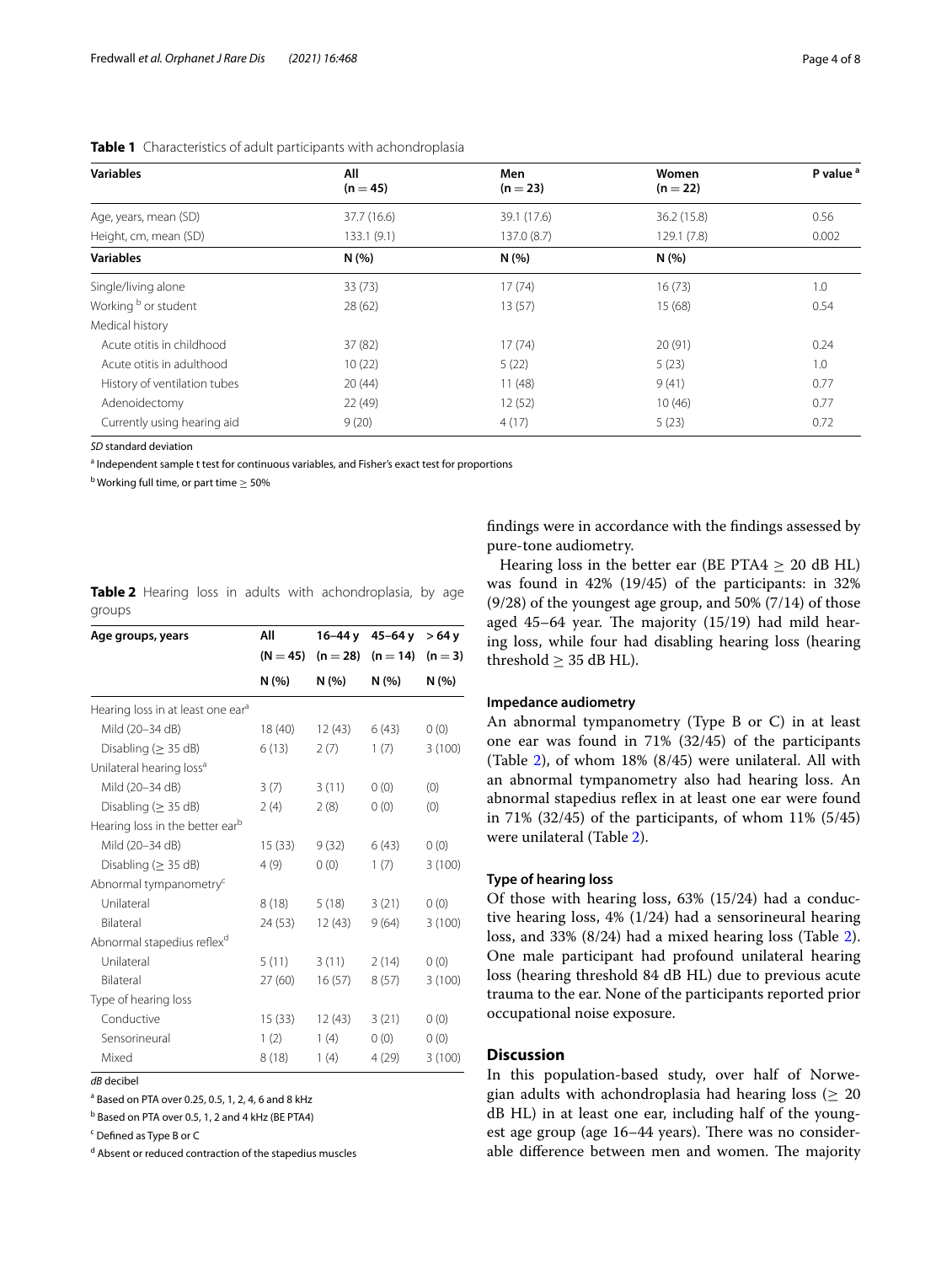**Table 1** Characteristics of adult participants with achondroplasia

| Variables | All (n = 45) | Men (n = 23) | Women (n = 22) | P value [a] |
|---|---|---|---|---|
| Age, years, mean (SD) | 37.7 (16.6) | 39.1 (17.6) | 36.2 (15.8) | 0.56 |
| Height, cm, mean (SD) | 133.1 (9.1) | 137.0 (8.7) | 129.1 (7.8) | 0.002 |
| **Variables** | **N (%)** | **N (%)** | **N (%)** | |
| Single/living alone | 33 (73) | 17 (74) | 16 (73) | 1.0 |
| Working [b] or student | 28 (62) | 13 (57) | 15 (68) | 0.54 |
| Medical history | | | | |
| Acute otitis in childhood | 37 (82) | 17 (74) | 20 (91) | 0.24 |
| Acute otitis in adulthood | 10 (22) | 5 (22) | 5 (23) | 1.0 |
| History of ventilation tubes | 20 (44) | 11 (48) | 9 (41) | 0.77 |
| Adenoidectomy | 22 (49) | 12 (52) | 10 (46) | 0.77 |
| Currently using hearing aid | 9 (20) | 4 (17) | 5 (23) | 0.72 |

*SD* standard deviation

[a] Independent sample t test for continuous variables, and Fisher's exact test for proportions

[b] Working full time, or part time ≥ 50%

**Table 2** Hearing loss in adults with achondroplasia, by age groups

| Age groups, years | All (N = 45) | 16–44 y (n = 28) | 45–64 y (n = 14) | > 64 y (n = 3) |
|---|---|---|---|---|
| | N (%) | N (%) | N (%) | N (%) |
| Hearing loss in at least one ear[a] | | | | |
| Mild (20–34 dB) | 18 (40) | 12 (43) | 6 (43) | 0 (0) |
| Disabling (≥ 35 dB) | 6 (13) | 2 (7) | 1 (7) | 3 (100) |
| Unilateral hearing loss[a] | | | | |
| Mild (20–34 dB) | 3 (7) | 3 (11) | 0 (0) | (0) |
| Disabling (≥ 35 dB) | 2 (4) | 2 (8) | 0 (0) | (0) |
| Hearing loss in the better ear[b] | | | | |
| Mild (20–34 dB) | 15 (33) | 9 (32) | 6 (43) | 0 (0) |
| Disabling (≥ 35 dB) | 4 (9) | 0 (0) | 1 (7) | 3 (100) |
| Abnormal tympanometry[c] | | | | |
| Unilateral | 8 (18) | 5 (18) | 3 (21) | 0 (0) |
| Bilateral | 24 (53) | 12 (43) | 9 (64) | 3 (100) |
| Abnormal stapedius reflex[d] | | | | |
| Unilateral | 5 (11) | 3 (11) | 2 (14) | 0 (0) |
| Bilateral | 27 (60) | 16 (57) | 8 (57) | 3 (100) |
| Type of hearing loss | | | | |
| Conductive | 15 (33) | 12 (43) | 3 (21) | 0 (0) |
| Sensorineural | 1 (2) | 1 (4) | 0 (0) | 0 (0) |
| Mixed | 8 (18) | 1 (4) | 4 (29) | 3 (100) |

*dB* decibel

[a] Based on PTA over 0.25, 0.5, 1, 2, 4, 6 and 8 kHz

[b] Based on PTA over 0.5, 1, 2 and 4 kHz (BE PTA4)

[c] Defined as Type B or C

[d] Absent or reduced contraction of the stapedius muscles

findings were in accordance with the findings assessed by pure-tone audiometry.

Hearing loss in the better ear (BE PTA4 ≥ 20 dB HL) was found in 42% (19/45) of the participants: in 32% (9/28) of the youngest age group, and 50% (7/14) of those aged 45–64 year. The majority (15/19) had mild hearing loss, while four had disabling hearing loss (hearing threshold ≥ 35 dB HL).

### Impedance audiometry

An abnormal tympanometry (Type B or C) in at least one ear was found in 71% (32/45) of the participants (Table 2), of whom 18% (8/45) were unilateral. All with an abnormal tympanometry also had hearing loss. An abnormal stapedius reflex in at least one ear were found in 71% (32/45) of the participants, of whom 11% (5/45) were unilateral (Table 2).

### Type of hearing loss

Of those with hearing loss, 63% (15/24) had a conductive hearing loss, 4% (1/24) had a sensorineural hearing loss, and 33% (8/24) had a mixed hearing loss (Table 2). One male participant had profound unilateral hearing loss (hearing threshold 84 dB HL) due to previous acute trauma to the ear. None of the participants reported prior occupational noise exposure.

## Discussion

In this population-based study, over half of Norwegian adults with achondroplasia had hearing loss (≥ 20 dB HL) in at least one ear, including half of the youngest age group (age 16–44 years). There was no considerable difference between men and women. The majority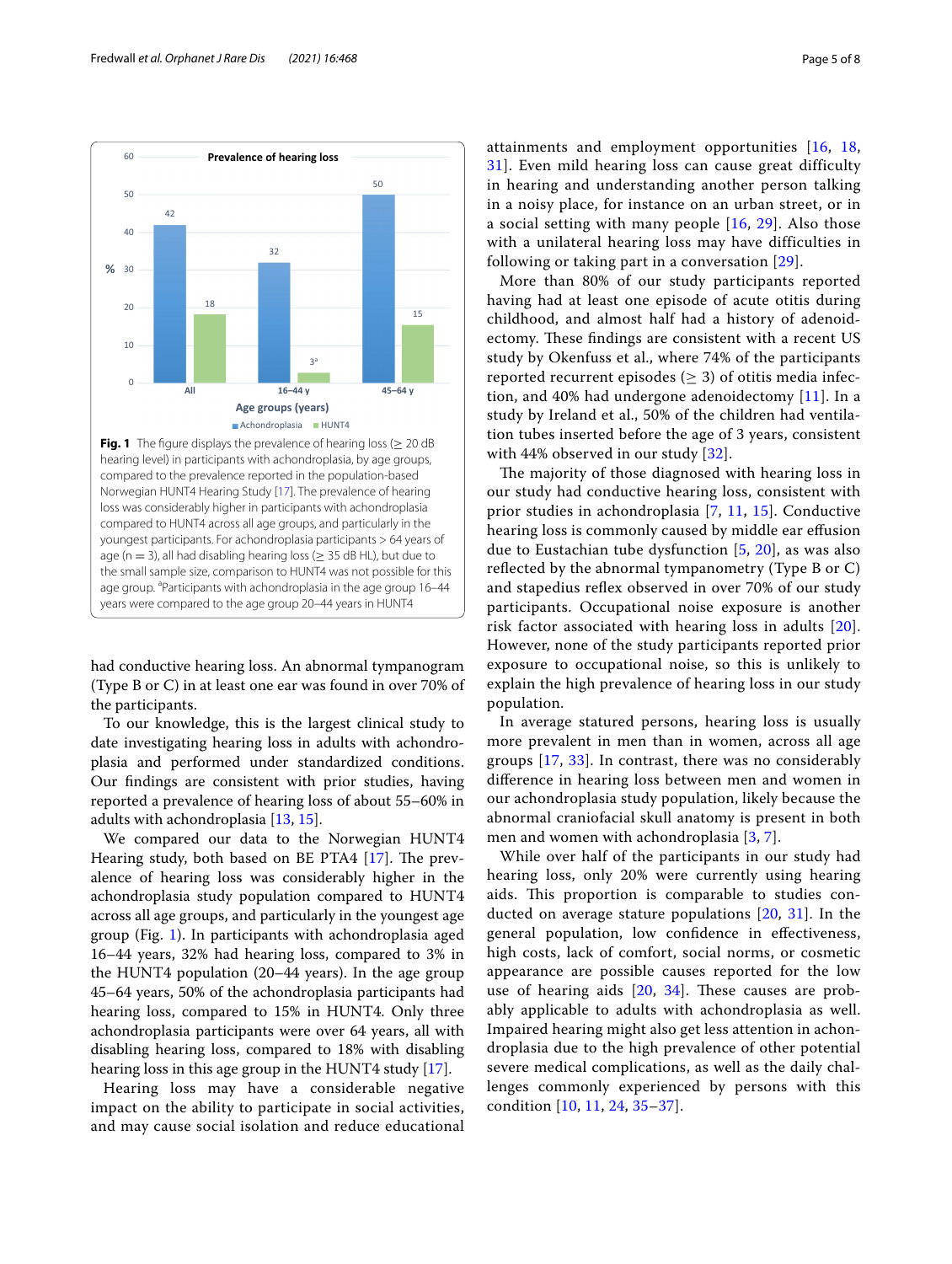**Fig. 1** The figure displays the prevalence of hearing loss (≥ 20 dB hearing level) in participants with achondroplasia, by age groups, compared to the prevalence reported in the population-based Norwegian HUNT4 Hearing Study [17]. The prevalence of hearing loss was considerably higher in participants with achondroplasia compared to HUNT4 across all age groups, and particularly in the youngest participants. For achondroplasia participants > 64 years of age (n = 3), all had disabling hearing loss (≥ 35 dB HL), but due to the small sample size, comparison to HUNT4 was not possible for this age group. [a]Participants with achondroplasia in the age group 16–44 years were compared to the age group 20–44 years in HUNT4

had conductive hearing loss. An abnormal tympanogram (Type B or C) in at least one ear was found in over 70% of the participants.

To our knowledge, this is the largest clinical study to date investigating hearing loss in adults with achondroplasia and performed under standardized conditions. Our findings are consistent with prior studies, having reported a prevalence of hearing loss of about 55–60% in adults with achondroplasia [13, 15].

We compared our data to the Norwegian HUNT4 Hearing study, both based on BE PTA4 [17]. The prevalence of hearing loss was considerably higher in the achondroplasia study population compared to HUNT4 across all age groups, and particularly in the youngest age group (Fig. 1). In participants with achondroplasia aged 16–44 years, 32% had hearing loss, compared to 3% in the HUNT4 population (20–44 years). In the age group 45–64 years, 50% of the achondroplasia participants had hearing loss, compared to 15% in HUNT4. Only three achondroplasia participants were over 64 years, all with disabling hearing loss, compared to 18% with disabling hearing loss in this age group in the HUNT4 study [17].

Hearing loss may have a considerable negative impact on the ability to participate in social activities, and may cause social isolation and reduce educational attainments and employment opportunities [16, 18, 31]. Even mild hearing loss can cause great difficulty in hearing and understanding another person talking in a noisy place, for instance on an urban street, or in a social setting with many people [16, 29]. Also those with a unilateral hearing loss may have difficulties in following or taking part in a conversation [29].

More than 80% of our study participants reported having had at least one episode of acute otitis during childhood, and almost half had a history of adenoidectomy. These findings are consistent with a recent US study by Okenfuss et al., where 74% of the participants reported recurrent episodes (≥ 3) of otitis media infection, and 40% had undergone adenoidectomy [11]. In a study by Ireland et al., 50% of the children had ventilation tubes inserted before the age of 3 years, consistent with 44% observed in our study [32].

The majority of those diagnosed with hearing loss in our study had conductive hearing loss, consistent with prior studies in achondroplasia [7, 11, 15]. Conductive hearing loss is commonly caused by middle ear effusion due to Eustachian tube dysfunction [5, 20], as was also reflected by the abnormal tympanometry (Type B or C) and stapedius reflex observed in over 70% of our study participants. Occupational noise exposure is another risk factor associated with hearing loss in adults [20]. However, none of the study participants reported prior exposure to occupational noise, so this is unlikely to explain the high prevalence of hearing loss in our study population.

In average statured persons, hearing loss is usually more prevalent in men than in women, across all age groups [17, 33]. In contrast, there was no considerably difference in hearing loss between men and women in our achondroplasia study population, likely because the abnormal craniofacial skull anatomy is present in both men and women with achondroplasia [3, 7].

While over half of the participants in our study had hearing loss, only 20% were currently using hearing aids. This proportion is comparable to studies conducted on average stature populations [20, 31]. In the general population, low confidence in effectiveness, high costs, lack of comfort, social norms, or cosmetic appearance are possible causes reported for the low use of hearing aids [20, 34]. These causes are probably applicable to adults with achondroplasia as well. Impaired hearing might also get less attention in achondroplasia due to the high prevalence of other potential severe medical complications, as well as the daily challenges commonly experienced by persons with this condition [10, 11, 24, 35–37].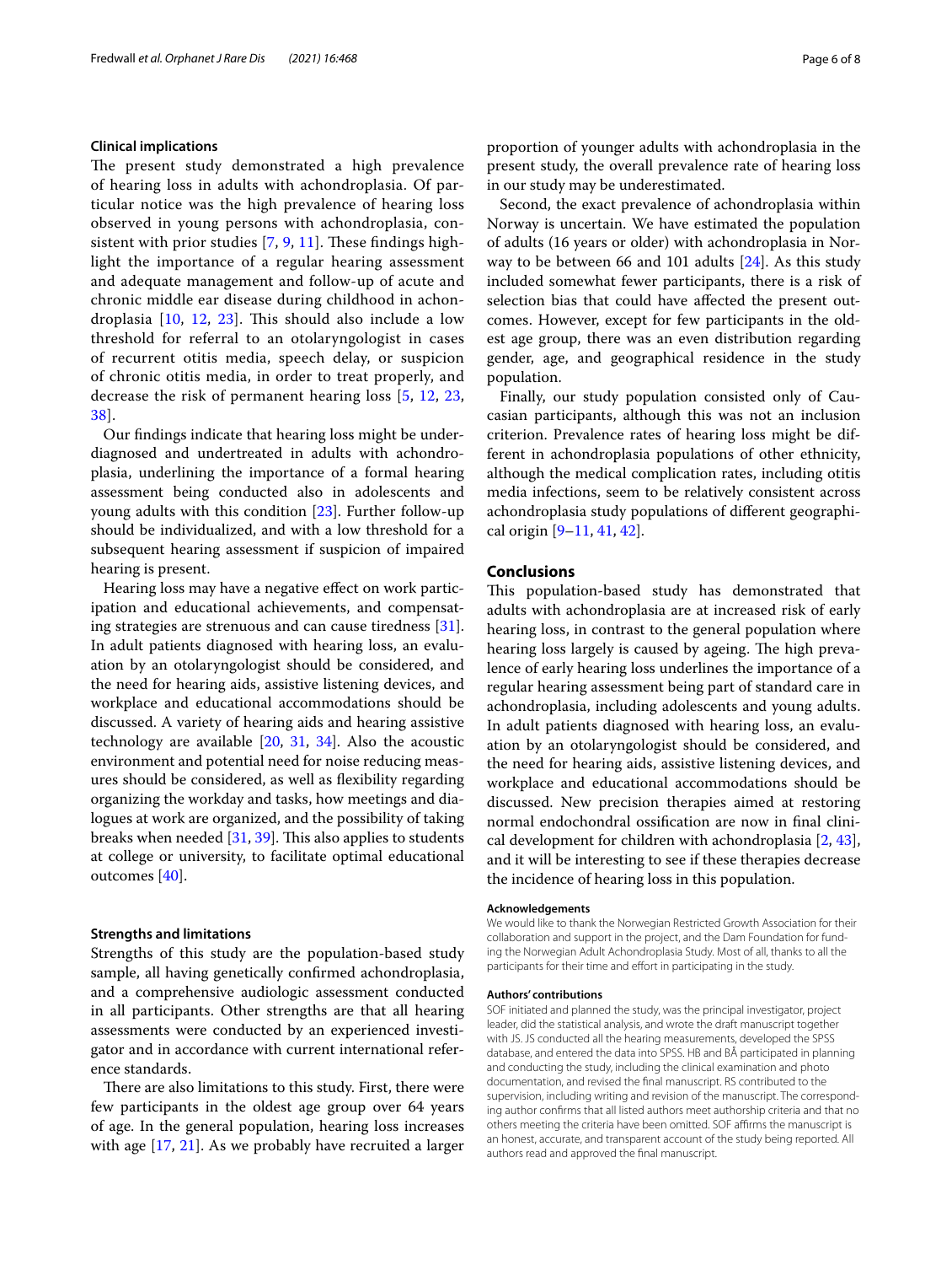### Clinical implications

The present study demonstrated a high prevalence of hearing loss in adults with achondroplasia. Of particular notice was the high prevalence of hearing loss observed in young persons with achondroplasia, consistent with prior studies [7, 9, 11]. These findings highlight the importance of a regular hearing assessment and adequate management and follow-up of acute and chronic middle ear disease during childhood in achondroplasia [10, 12, 23]. This should also include a low threshold for referral to an otolaryngologist in cases of recurrent otitis media, speech delay, or suspicion of chronic otitis media, in order to treat properly, and decrease the risk of permanent hearing loss [5, 12, 23, 38].

Our findings indicate that hearing loss might be underdiagnosed and undertreated in adults with achondroplasia, underlining the importance of a formal hearing assessment being conducted also in adolescents and young adults with this condition [23]. Further follow-up should be individualized, and with a low threshold for a subsequent hearing assessment if suspicion of impaired hearing is present.

Hearing loss may have a negative effect on work participation and educational achievements, and compensating strategies are strenuous and can cause tiredness [31]. In adult patients diagnosed with hearing loss, an evaluation by an otolaryngologist should be considered, and the need for hearing aids, assistive listening devices, and workplace and educational accommodations should be discussed. A variety of hearing aids and hearing assistive technology are available [20, 31, 34]. Also the acoustic environment and potential need for noise reducing measures should be considered, as well as flexibility regarding organizing the workday and tasks, how meetings and dialogues at work are organized, and the possibility of taking breaks when needed [31, 39]. This also applies to students at college or university, to facilitate optimal educational outcomes [40].

### Strengths and limitations

Strengths of this study are the population-based study sample, all having genetically confirmed achondroplasia, and a comprehensive audiologic assessment conducted in all participants. Other strengths are that all hearing assessments were conducted by an experienced investigator and in accordance with current international reference standards.

There are also limitations to this study. First, there were few participants in the oldest age group over 64 years of age. In the general population, hearing loss increases with age [17, 21]. As we probably have recruited a larger proportion of younger adults with achondroplasia in the present study, the overall prevalence rate of hearing loss in our study may be underestimated.

Second, the exact prevalence of achondroplasia within Norway is uncertain. We have estimated the population of adults (16 years or older) with achondroplasia in Norway to be between 66 and 101 adults [24]. As this study included somewhat fewer participants, there is a risk of selection bias that could have affected the present outcomes. However, except for few participants in the oldest age group, there was an even distribution regarding gender, age, and geographical residence in the study population.

Finally, our study population consisted only of Caucasian participants, although this was not an inclusion criterion. Prevalence rates of hearing loss might be different in achondroplasia populations of other ethnicity, although the medical complication rates, including otitis media infections, seem to be relatively consistent across achondroplasia study populations of different geographical origin [9–11, 41, 42].

## Conclusions

This population-based study has demonstrated that adults with achondroplasia are at increased risk of early hearing loss, in contrast to the general population where hearing loss largely is caused by ageing. The high prevalence of early hearing loss underlines the importance of a regular hearing assessment being part of standard care in achondroplasia, including adolescents and young adults. In adult patients diagnosed with hearing loss, an evaluation by an otolaryngologist should be considered, and the need for hearing aids, assistive listening devices, and workplace and educational accommodations should be discussed. New precision therapies aimed at restoring normal endochondral ossification are now in final clinical development for children with achondroplasia [2, 43], and it will be interesting to see if these therapies decrease the incidence of hearing loss in this population.

#### Acknowledgements

We would like to thank the Norwegian Restricted Growth Association for their collaboration and support in the project, and the Dam Foundation for funding the Norwegian Adult Achondroplasia Study. Most of all, thanks to all the participants for their time and effort in participating in the study.

#### Authors' contributions

SOF initiated and planned the study, was the principal investigator, project leader, did the statistical analysis, and wrote the draft manuscript together with JS. JS conducted all the hearing measurements, developed the SPSS database, and entered the data into SPSS. HB and BÅ participated in planning and conducting the study, including the clinical examination and photo documentation, and revised the final manuscript. RS contributed to the supervision, including writing and revision of the manuscript. The corresponding author confirms that all listed authors meet authorship criteria and that no others meeting the criteria have been omitted. SOF affirms the manuscript is an honest, accurate, and transparent account of the study being reported. All authors read and approved the final manuscript.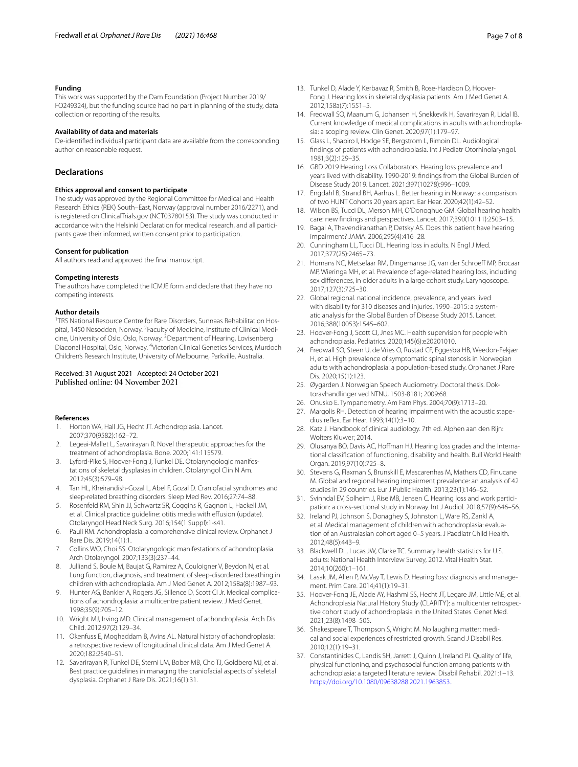### Funding

This work was supported by the Dam Foundation (Project Number 2019/FO249324), but the funding source had no part in planning of the study, data collection or reporting of the results.

### Availability of data and materials

De-identified individual participant data are available from the corresponding author on reasonable request.

## Declarations

### Ethics approval and consent to participate

The study was approved by the Regional Committee for Medical and Health Research Ethics (REK) South–East, Norway (approval number 2016/2271), and is registered on ClinicalTrials.gov (NCT03780153). The study was conducted in accordance with the Helsinki Declaration for medical research, and all participants gave their informed, written consent prior to participation.

### Consent for publication

All authors read and approved the final manuscript.

### Competing interests

The authors have completed the ICMJE form and declare that they have no competing interests.

### Author details

[1]TRS National Resource Centre for Rare Disorders, Sunnaas Rehabilitation Hospital, 1450 Nesodden, Norway. [2]Faculty of Medicine, Institute of Clinical Medicine, University of Oslo, Oslo, Norway. [3]Department of Hearing, Lovisenberg Diaconal Hospital, Oslo, Norway. [4]Victorian Clinical Genetics Services, Murdoch Children's Research Institute, University of Melbourne, Parkville, Australia.

Received: 31 August 2021 Accepted: 24 October 2021
Published online: 04 November 2021

### References

1. Horton WA, Hall JG, Hecht JT. Achondroplasia. Lancet. 2007;370(9582):162–72.
2. Legeai-Mallet L, Savarirayan R. Novel therapeutic approaches for the treatment of achondroplasia. Bone. 2020;141:115579.
3. Lyford-Pike S, Hoover-Fong J, Tunkel DE. Otolaryngologic manifestations of skeletal dysplasias in children. Otolaryngol Clin N Am. 2012;45(3):579–98.
4. Tan HL, Kheirandish-Gozal L, Abel F, Gozal D. Craniofacial syndromes and sleep-related breathing disorders. Sleep Med Rev. 2016;27:74–88.
5. Rosenfeld RM, Shin JJ, Schwartz SR, Coggins R, Gagnon L, Hackell JM, et al. Clinical practice guideline: otitis media with effusion (update). Otolaryngol Head Neck Surg. 2016;154(1 Suppl):1-s41.
6. Pauli RM. Achondroplasia: a comprehensive clinical review. Orphanet J Rare Dis. 2019;14(1):1.
7. Collins WO, Choi SS. Otolaryngologic manifestations of achondroplasia. Arch Otolaryngol. 2007;133(3):237–44.
8. Julliand S, Boule M, Baujat G, Ramirez A, Couloigner V, Beydon N, et al. Lung function, diagnosis, and treatment of sleep-disordered breathing in children with achondroplasia. Am J Med Genet A. 2012;158a(8):1987–93.
9. Hunter AG, Bankier A, Rogers JG, Sillence D, Scott CI Jr. Medical complications of achondroplasia: a multicentre patient review. J Med Genet. 1998;35(9):705–12.
10. Wright MJ, Irving MD. Clinical management of achondroplasia. Arch Dis Child. 2012;97(2):129–34.
11. Okenfuss E, Moghaddam B, Avins AL. Natural history of achondroplasia: a retrospective review of longitudinal clinical data. Am J Med Genet A. 2020;182:2540–51.
12. Savarirayan R, Tunkel DE, Sterni LM, Bober MB, Cho TJ, Goldberg MJ, et al. Best practice guidelines in managing the craniofacial aspects of skeletal dysplasia. Orphanet J Rare Dis. 2021;16(1):31.
13. Tunkel D, Alade Y, Kerbavaz R, Smith B, Rose-Hardison D, Hoover-Fong J. Hearing loss in skeletal dysplasia patients. Am J Med Genet A. 2012;158a(7):1551–5.
14. Fredwall SO, Maanum G, Johansen H, Snekkevik H, Savarirayan R, Lidal IB. Current knowledge of medical complications in adults with achondroplasia: a scoping review. Clin Genet. 2020;97(1):179–97.
15. Glass L, Shapiro I, Hodge SE, Bergstrom L, Rimoin DL. Audiological findings of patients with achondroplasia. Int J Pediatr Otorhinolaryngol. 1981;3(2):129–35.
16. GBD 2019 Hearing Loss Collaborators. Hearing loss prevalence and years lived with disability. 1990-2019: findings from the Global Burden of Disease Study 2019. Lancet. 2021;397(10278):996–1009.
17. Engdahl B, Strand BH, Aarhus L. Better hearing in Norway: a comparison of two HUNT Cohorts 20 years apart. Ear Hear. 2020;42(1):42–52.
18. Wilson BS, Tucci DL, Merson MH, O'Donoghue GM. Global hearing health care: new findings and perspectives. Lancet. 2017;390(10111):2503–15.
19. Bagai A, Thavendiranathan P, Detsky AS. Does this patient have hearing impairment? JAMA. 2006;295(4):416–28.
20. Cunningham LL, Tucci DL. Hearing loss in adults. N Engl J Med. 2017;377(25):2465–73.
21. Homans NC, Metselaar RM, Dingemanse JG, van der Schroeff MP, Brocaar MP, Wieringa MH, et al. Prevalence of age-related hearing loss, including sex differences, in older adults in a large cohort study. Laryngoscope. 2017;127(3):725–30.
22. Global regional. national incidence, prevalence, and years lived with disability for 310 diseases and injuries, 1990–2015: a systematic analysis for the Global Burden of Disease Study 2015. Lancet. 2016;388(10053):1545–602.
23. Hoover-Fong J, Scott CI, Jnes MC. Health supervision for people with achondroplasia. Pediatrics. 2020;145(6):e20201010.
24. Fredwall SO, Steen U, de Vries O, Rustad CF, Eggesbø HB, Weedon-Fekjær H, et al. High prevalence of symptomatic spinal stenosis in Norwegian adults with achondroplasia: a population-based study. Orphanet J Rare Dis. 2020;15(1):123.
25. Øygarden J. Norwegian Speech Audiometry. Doctoral thesis. Doktoravhandlinger ved NTNU, 1503-8181; 2009:68.
26. Onusko E. Tympanometry. Am Fam Phys. 2004;70(9):1713–20.
27. Margolis RH. Detection of hearing impairment with the acoustic stapedius reflex. Ear Hear. 1993;14(1):3–10.
28. Katz J. Handbook of clinical audiology. 7th ed. Alphen aan den Rijn: Wolters Kluwer; 2014.
29. Olusanya BO, Davis AC, Hoffman HJ. Hearing loss grades and the International classification of functioning, disability and health. Bull World Health Organ. 2019;97(10):725–8.
30. Stevens G, Flaxman S, Brunskill E, Mascarenhas M, Mathers CD, Finucane M. Global and regional hearing impairment prevalence: an analysis of 42 studies in 29 countries. Eur J Public Health. 2013;23(1):146–52.
31. Svinndal EV, Solheim J, Rise MB, Jensen C. Hearing loss and work participation: a cross-sectional study in Norway. Int J Audiol. 2018;57(9):646–56.
32. Ireland PJ, Johnson S, Donaghey S, Johnston L, Ware RS, Zankl A, et al. Medical management of children with achondroplasia: evaluation of an Australasian cohort aged 0–5 years. J Paediatr Child Health. 2012;48(5):443–9.
33. Blackwell DL, Lucas JW, Clarke TC. Summary health statistics for U.S. adults: National Health Interview Survey, 2012. Vital Health Stat. 2014;10(260):1–161.
34. Lasak JM, Allen P, McVay T, Lewis D. Hearing loss: diagnosis and management. Prim Care. 2014;41(1):19–31.
35. Hoover-Fong JE, Alade AY, Hashmi SS, Hecht JT, Legare JM, Little ME, et al. Achondroplasia Natural History Study (CLARITY): a multicenter retrospective cohort study of achondroplasia in the United States. Genet Med. 2021;23(8):1498–505.
36. Shakespeare T, Thompson S, Wright M. No laughing matter: medical and social experiences of restricted growth. Scand J Disabil Res. 2010;12(1):19–31.
37. Constantinides C, Landis SH, Jarrett J, Quinn J, Ireland PJ. Quality of life, physical functioning, and psychosocial function among patients with achondroplasia: a targeted literature review. Disabil Rehabil. 2021:1–13. https://doi.org/10.1080/09638288.2021.1963853..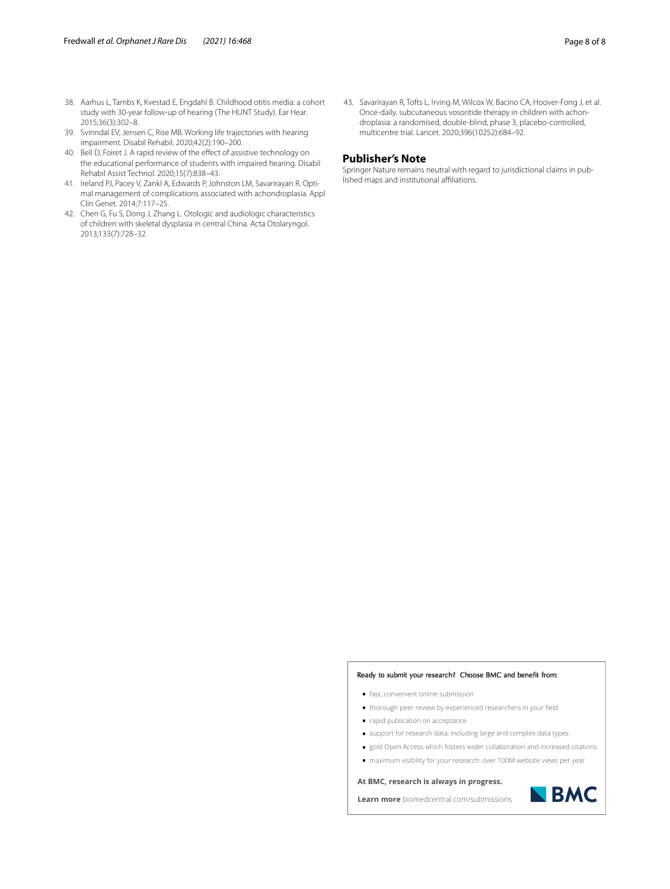38. Aarhus L, Tambs K, Kvestad E, Engdahl B. Childhood otitis media: a cohort study with 30-year follow-up of hearing (The HUNT Study). Ear Hear. 2015;36(3):302–8.
39. Svinndal EV, Jensen C, Rise MB. Working life trajectories with hearing impairment. Disabil Rehabil. 2020;42(2):190–200.
40. Bell D, Foiret J. A rapid review of the effect of assistive technology on the educational performance of students with impaired hearing. Disabil Rehabil Assist Technol. 2020;15(7):838–43.
41. Ireland PJ, Pacey V, Zankl A, Edwards P, Johnston LM, Savarirayan R. Optimal management of complications associated with achondroplasia. Appl Clin Genet. 2014;7:117–25.
42. Chen G, Fu S, Dong J, Zhang L. Otologic and audiologic characteristics of children with skeletal dysplasia in central China. Acta Otolaryngol. 2013;133(7):728–32.
43. Savarirayan R, Tofts L, Irving M, Wilcox W, Bacino CA, Hoover-Fong J, et al. Once-daily, subcutaneous vosoritide therapy in children with achondroplasia: a randomised, double-blind, phase 3, placebo-controlled, multicentre trial. Lancet. 2020;396(10252):684–92.

## Publisher's Note

Springer Nature remains neutral with regard to jurisdictional claims in published maps and institutional affiliations.

Ready to submit your research? Choose BMC and benefit from:

- fast, convenient online submission
- thorough peer review by experienced researchers in your field
- rapid publication on acceptance
- support for research data, including large and complex data types
- gold Open Access which fosters wider collaboration and increased citations
- maximum visibility for your research: over 100M website views per year

**At BMC, research is always in progress.**

**Learn more** biomedcentral.com/submissions

BMC